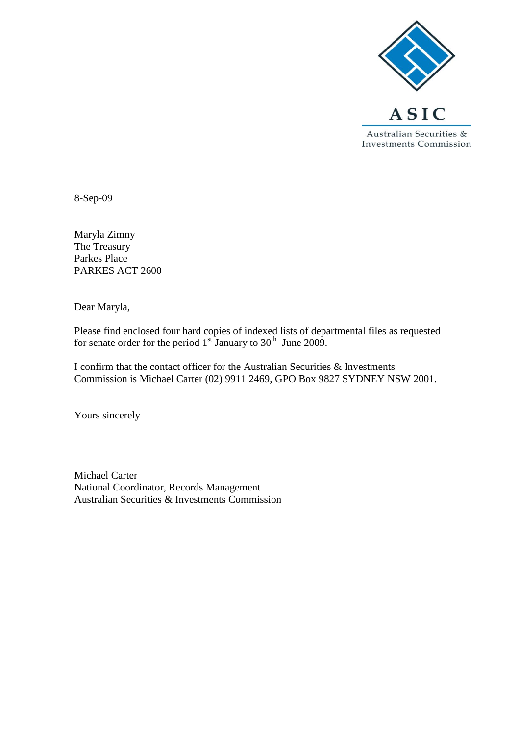ASIC

Australian Securities & Investments Commission

8-Sep-09

Maryla Zimny
The Treasury
Parkes Place
PARKES ACT 2600

Dear Maryla,

Please find enclosed four hard copies of indexed lists of departmental files as requested for senate order for the period 1st January to 30th June 2009.

I confirm that the contact officer for the Australian Securities & Investments Commission is Michael Carter (02) 9911 2469, GPO Box 9827 SYDNEY NSW 2001.

Yours sincerely

Michael Carter
National Coordinator, Records Management
Australian Securities & Investments Commission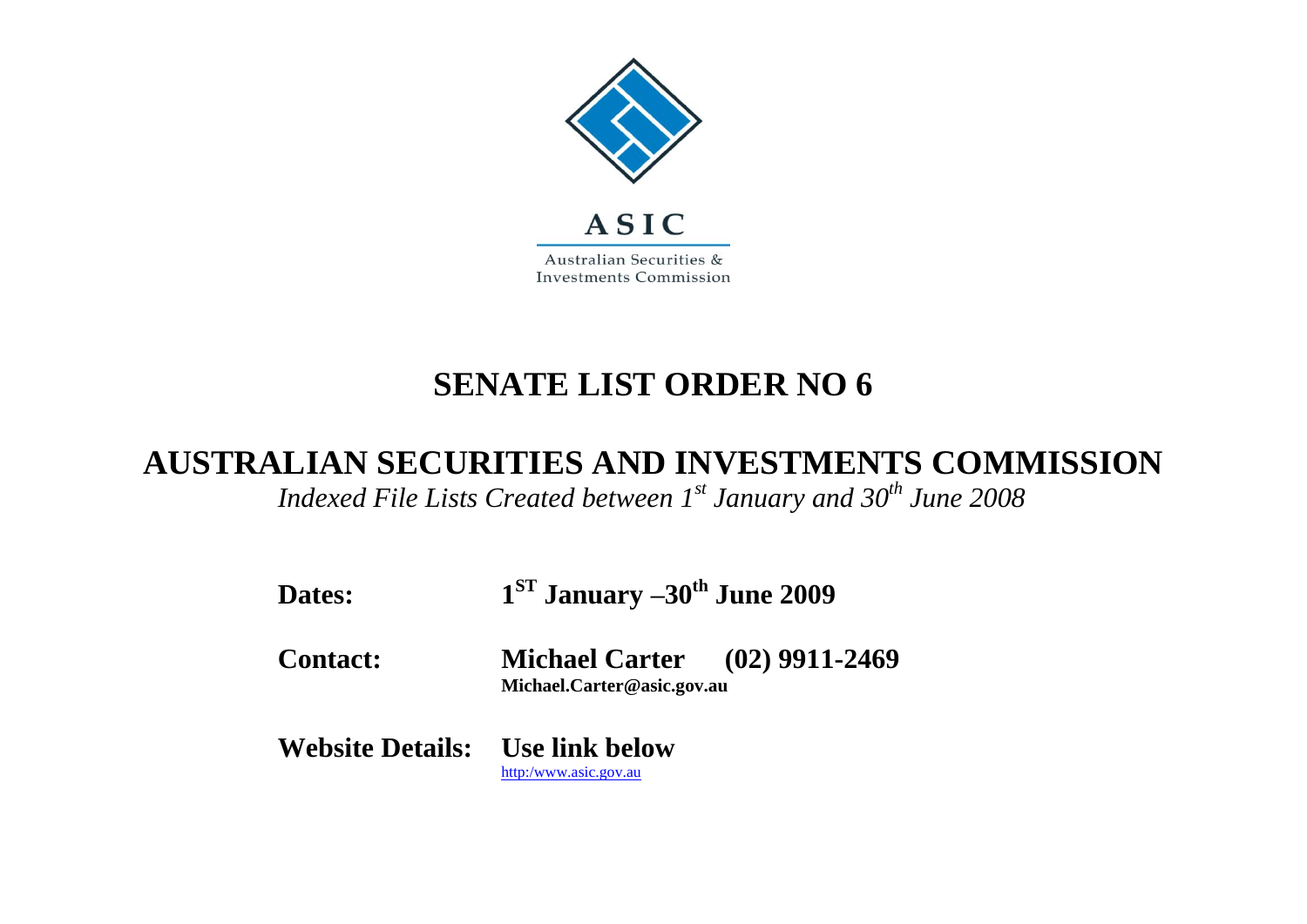ASIC

Australian Securities & Investments Commission

# SENATE LIST ORDER NO 6

## AUSTRALIAN SECURITIES AND INVESTMENTS COMMISSION

*Indexed File Lists Created between 1st January and 30th June 2008*

**Dates:** **1ST January –30th June 2009**

**Contact:** **Michael Carter (02) 9911-2469**
**Michael.Carter@asic.gov.au**

**Website Details:** **Use link below**
[http:/www.asic.gov.au](http:/www.asic.gov.au)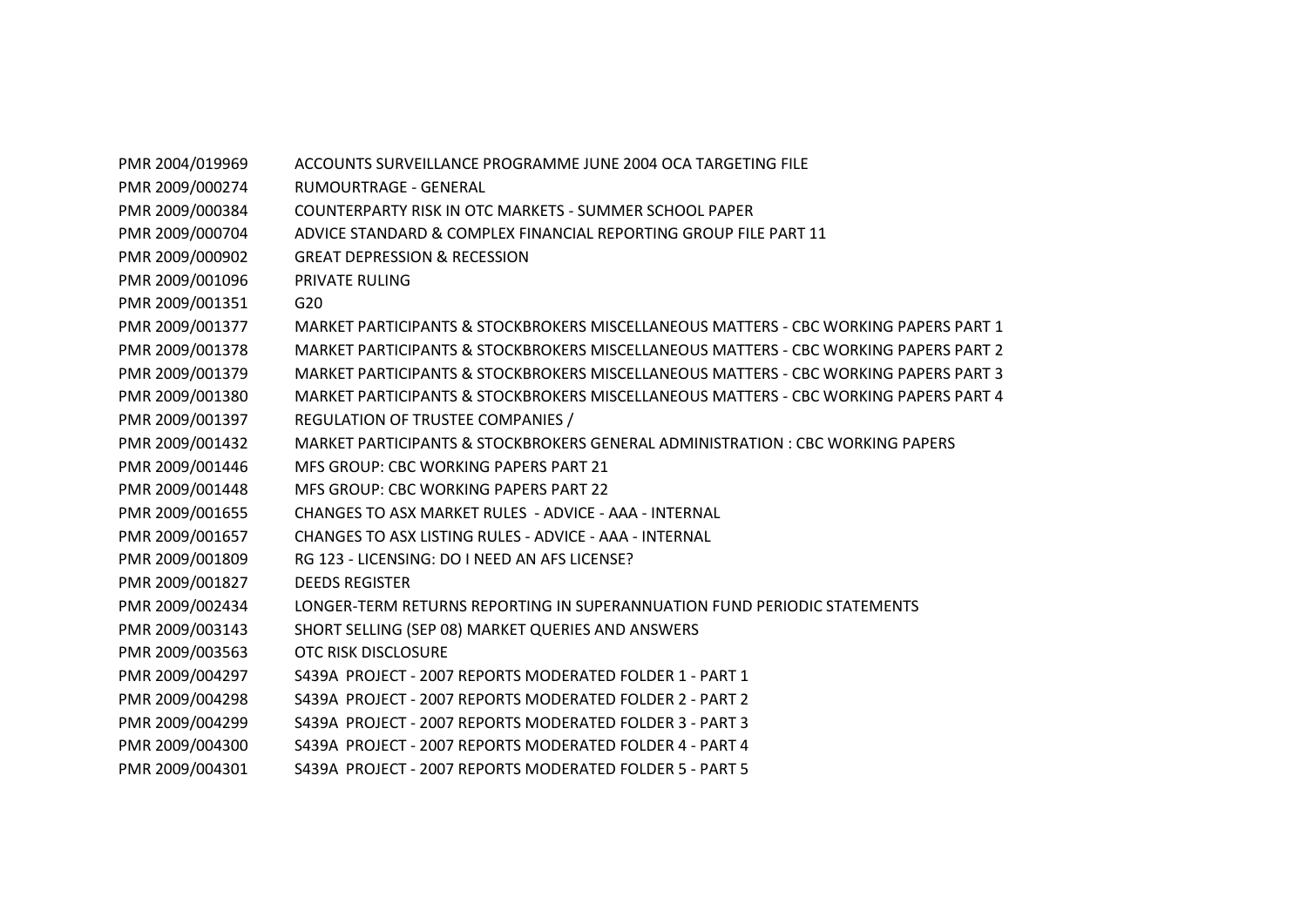| | |
|---|---|
| PMR 2004/019969 | ACCOUNTS SURVEILLANCE PROGRAMME JUNE 2004 OCA TARGETING FILE |
| PMR 2009/000274 | RUMOURTRAGE - GENERAL |
| PMR 2009/000384 | COUNTERPARTY RISK IN OTC MARKETS - SUMMER SCHOOL PAPER |
| PMR 2009/000704 | ADVICE STANDARD & COMPLEX FINANCIAL REPORTING GROUP FILE PART 11 |
| PMR 2009/000902 | GREAT DEPRESSION & RECESSION |
| PMR 2009/001096 | PRIVATE RULING |
| PMR 2009/001351 | G20 |
| PMR 2009/001377 | MARKET PARTICIPANTS & STOCKBROKERS MISCELLANEOUS MATTERS - CBC WORKING PAPERS PART 1 |
| PMR 2009/001378 | MARKET PARTICIPANTS & STOCKBROKERS MISCELLANEOUS MATTERS - CBC WORKING PAPERS PART 2 |
| PMR 2009/001379 | MARKET PARTICIPANTS & STOCKBROKERS MISCELLANEOUS MATTERS - CBC WORKING PAPERS PART 3 |
| PMR 2009/001380 | MARKET PARTICIPANTS & STOCKBROKERS MISCELLANEOUS MATTERS - CBC WORKING PAPERS PART 4 |
| PMR 2009/001397 | REGULATION OF TRUSTEE COMPANIES / |
| PMR 2009/001432 | MARKET PARTICIPANTS & STOCKBROKERS GENERAL ADMINISTRATION : CBC WORKING PAPERS |
| PMR 2009/001446 | MFS GROUP: CBC WORKING PAPERS PART 21 |
| PMR 2009/001448 | MFS GROUP: CBC WORKING PAPERS PART 22 |
| PMR 2009/001655 | CHANGES TO ASX MARKET RULES - ADVICE - AAA - INTERNAL |
| PMR 2009/001657 | CHANGES TO ASX LISTING RULES - ADVICE - AAA - INTERNAL |
| PMR 2009/001809 | RG 123 - LICENSING: DO I NEED AN AFS LICENSE? |
| PMR 2009/001827 | DEEDS REGISTER |
| PMR 2009/002434 | LONGER-TERM RETURNS REPORTING IN SUPERANNUATION FUND PERIODIC STATEMENTS |
| PMR 2009/003143 | SHORT SELLING (SEP 08) MARKET QUERIES AND ANSWERS |
| PMR 2009/003563 | OTC RISK DISCLOSURE |
| PMR 2009/004297 | S439A PROJECT - 2007 REPORTS MODERATED FOLDER 1 - PART 1 |
| PMR 2009/004298 | S439A PROJECT - 2007 REPORTS MODERATED FOLDER 2 - PART 2 |
| PMR 2009/004299 | S439A PROJECT - 2007 REPORTS MODERATED FOLDER 3 - PART 3 |
| PMR 2009/004300 | S439A PROJECT - 2007 REPORTS MODERATED FOLDER 4 - PART 4 |
| PMR 2009/004301 | S439A PROJECT - 2007 REPORTS MODERATED FOLDER 5 - PART 5 |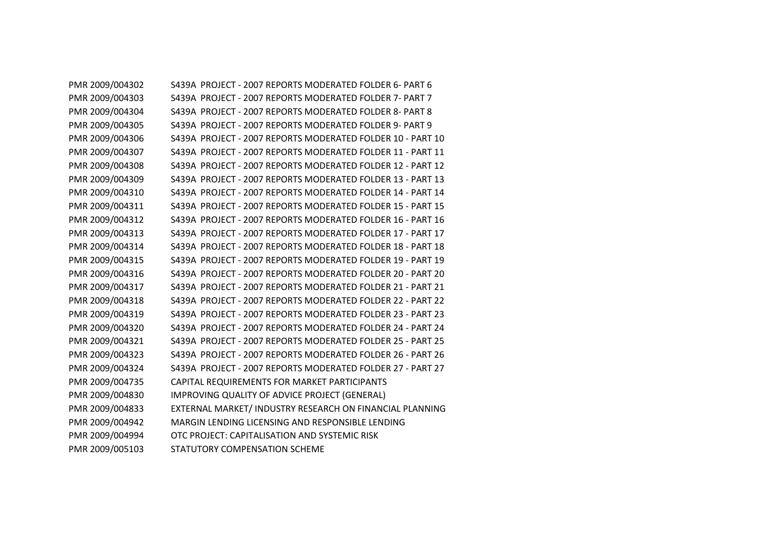| | |
|---|---|
| PMR 2009/004302 | S439A PROJECT - 2007 REPORTS MODERATED FOLDER 6- PART 6 |
| PMR 2009/004303 | S439A PROJECT - 2007 REPORTS MODERATED FOLDER 7- PART 7 |
| PMR 2009/004304 | S439A PROJECT - 2007 REPORTS MODERATED FOLDER 8- PART 8 |
| PMR 2009/004305 | S439A PROJECT - 2007 REPORTS MODERATED FOLDER 9- PART 9 |
| PMR 2009/004306 | S439A PROJECT - 2007 REPORTS MODERATED FOLDER 10 - PART 10 |
| PMR 2009/004307 | S439A PROJECT - 2007 REPORTS MODERATED FOLDER 11 - PART 11 |
| PMR 2009/004308 | S439A PROJECT - 2007 REPORTS MODERATED FOLDER 12 - PART 12 |
| PMR 2009/004309 | S439A PROJECT - 2007 REPORTS MODERATED FOLDER 13 - PART 13 |
| PMR 2009/004310 | S439A PROJECT - 2007 REPORTS MODERATED FOLDER 14 - PART 14 |
| PMR 2009/004311 | S439A PROJECT - 2007 REPORTS MODERATED FOLDER 15 - PART 15 |
| PMR 2009/004312 | S439A PROJECT - 2007 REPORTS MODERATED FOLDER 16 - PART 16 |
| PMR 2009/004313 | S439A PROJECT - 2007 REPORTS MODERATED FOLDER 17 - PART 17 |
| PMR 2009/004314 | S439A PROJECT - 2007 REPORTS MODERATED FOLDER 18 - PART 18 |
| PMR 2009/004315 | S439A PROJECT - 2007 REPORTS MODERATED FOLDER 19 - PART 19 |
| PMR 2009/004316 | S439A PROJECT - 2007 REPORTS MODERATED FOLDER 20 - PART 20 |
| PMR 2009/004317 | S439A PROJECT - 2007 REPORTS MODERATED FOLDER 21 - PART 21 |
| PMR 2009/004318 | S439A PROJECT - 2007 REPORTS MODERATED FOLDER 22 - PART 22 |
| PMR 2009/004319 | S439A PROJECT - 2007 REPORTS MODERATED FOLDER 23 - PART 23 |
| PMR 2009/004320 | S439A PROJECT - 2007 REPORTS MODERATED FOLDER 24 - PART 24 |
| PMR 2009/004321 | S439A PROJECT - 2007 REPORTS MODERATED FOLDER 25 - PART 25 |
| PMR 2009/004323 | S439A PROJECT - 2007 REPORTS MODERATED FOLDER 26 - PART 26 |
| PMR 2009/004324 | S439A PROJECT - 2007 REPORTS MODERATED FOLDER 27 - PART 27 |
| PMR 2009/004735 | CAPITAL REQUIREMENTS FOR MARKET PARTICIPANTS |
| PMR 2009/004830 | IMPROVING QUALITY OF ADVICE PROJECT (GENERAL) |
| PMR 2009/004833 | EXTERNAL MARKET/ INDUSTRY RESEARCH ON FINANCIAL PLANNING |
| PMR 2009/004942 | MARGIN LENDING LICENSING AND RESPONSIBLE LENDING |
| PMR 2009/004994 | OTC PROJECT: CAPITALISATION AND SYSTEMIC RISK |
| PMR 2009/005103 | STATUTORY COMPENSATION SCHEME |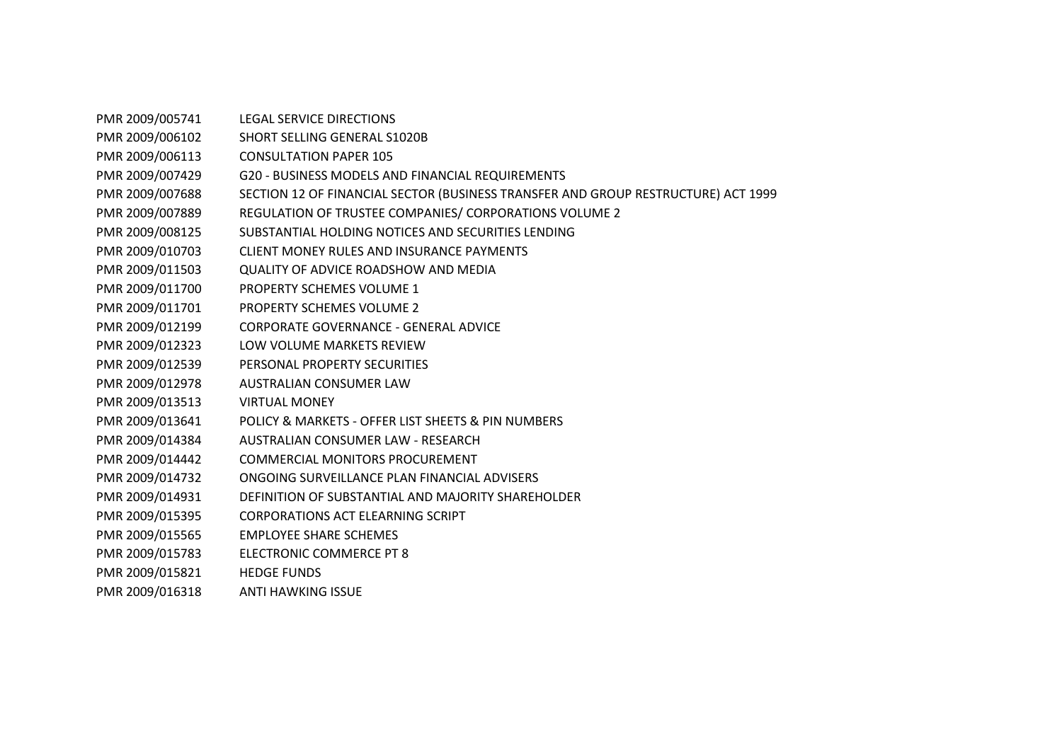| | |
|---|---|
| PMR 2009/005741 | LEGAL SERVICE DIRECTIONS |
| PMR 2009/006102 | SHORT SELLING GENERAL S1020B |
| PMR 2009/006113 | CONSULTATION PAPER 105 |
| PMR 2009/007429 | G20 - BUSINESS MODELS AND FINANCIAL REQUIREMENTS |
| PMR 2009/007688 | SECTION 12 OF FINANCIAL SECTOR (BUSINESS TRANSFER AND GROUP RESTRUCTURE) ACT 1999 |
| PMR 2009/007889 | REGULATION OF TRUSTEE COMPANIES/ CORPORATIONS VOLUME 2 |
| PMR 2009/008125 | SUBSTANTIAL HOLDING NOTICES AND SECURITIES LENDING |
| PMR 2009/010703 | CLIENT MONEY RULES AND INSURANCE PAYMENTS |
| PMR 2009/011503 | QUALITY OF ADVICE ROADSHOW AND MEDIA |
| PMR 2009/011700 | PROPERTY SCHEMES VOLUME 1 |
| PMR 2009/011701 | PROPERTY SCHEMES VOLUME 2 |
| PMR 2009/012199 | CORPORATE GOVERNANCE - GENERAL ADVICE |
| PMR 2009/012323 | LOW VOLUME MARKETS REVIEW |
| PMR 2009/012539 | PERSONAL PROPERTY SECURITIES |
| PMR 2009/012978 | AUSTRALIAN CONSUMER LAW |
| PMR 2009/013513 | VIRTUAL MONEY |
| PMR 2009/013641 | POLICY & MARKETS - OFFER LIST SHEETS & PIN NUMBERS |
| PMR 2009/014384 | AUSTRALIAN CONSUMER LAW - RESEARCH |
| PMR 2009/014442 | COMMERCIAL MONITORS PROCUREMENT |
| PMR 2009/014732 | ONGOING SURVEILLANCE PLAN FINANCIAL ADVISERS |
| PMR 2009/014931 | DEFINITION OF SUBSTANTIAL AND MAJORITY SHAREHOLDER |
| PMR 2009/015395 | CORPORATIONS ACT ELEARNING SCRIPT |
| PMR 2009/015565 | EMPLOYEE SHARE SCHEMES |
| PMR 2009/015783 | ELECTRONIC COMMERCE PT 8 |
| PMR 2009/015821 | HEDGE FUNDS |
| PMR 2009/016318 | ANTI HAWKING ISSUE |